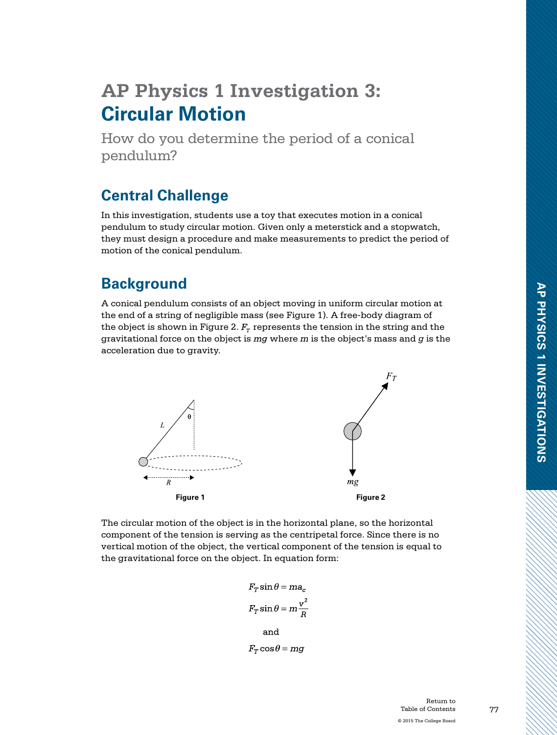# AP Physics 1 Investigation 3: Circular Motion

How do you determine the period of a conical pendulum?

## Central Challenge

In this investigation, students use a toy that executes motion in a conical pendulum to study circular motion. Given only a meterstick and a stopwatch, they must design a procedure and make measurements to predict the period of motion of the conical pendulum.

## Background

A conical pendulum consists of an object moving in uniform circular motion at the end of a string of negligible mass (see Figure 1). A free-body diagram of the object is shown in Figure 2. $F_T$ represents the tension in the string and the gravitational force on the object is $mg$ where $m$ is the object's mass and $g$ is the acceleration due to gravity.

**Figure 1**

**Figure 2**

The circular motion of the object is in the horizontal plane, so the horizontal component of the tension is serving as the centripetal force. Since there is no vertical motion of the object, the vertical component of the tension is equal to the gravitational force on the object. In equation form:

$$F_T \sin\theta = ma_c$$

$$F_T \sin\theta = m\frac{v^2}{R}$$

and

$$F_T \cos\theta = mg$$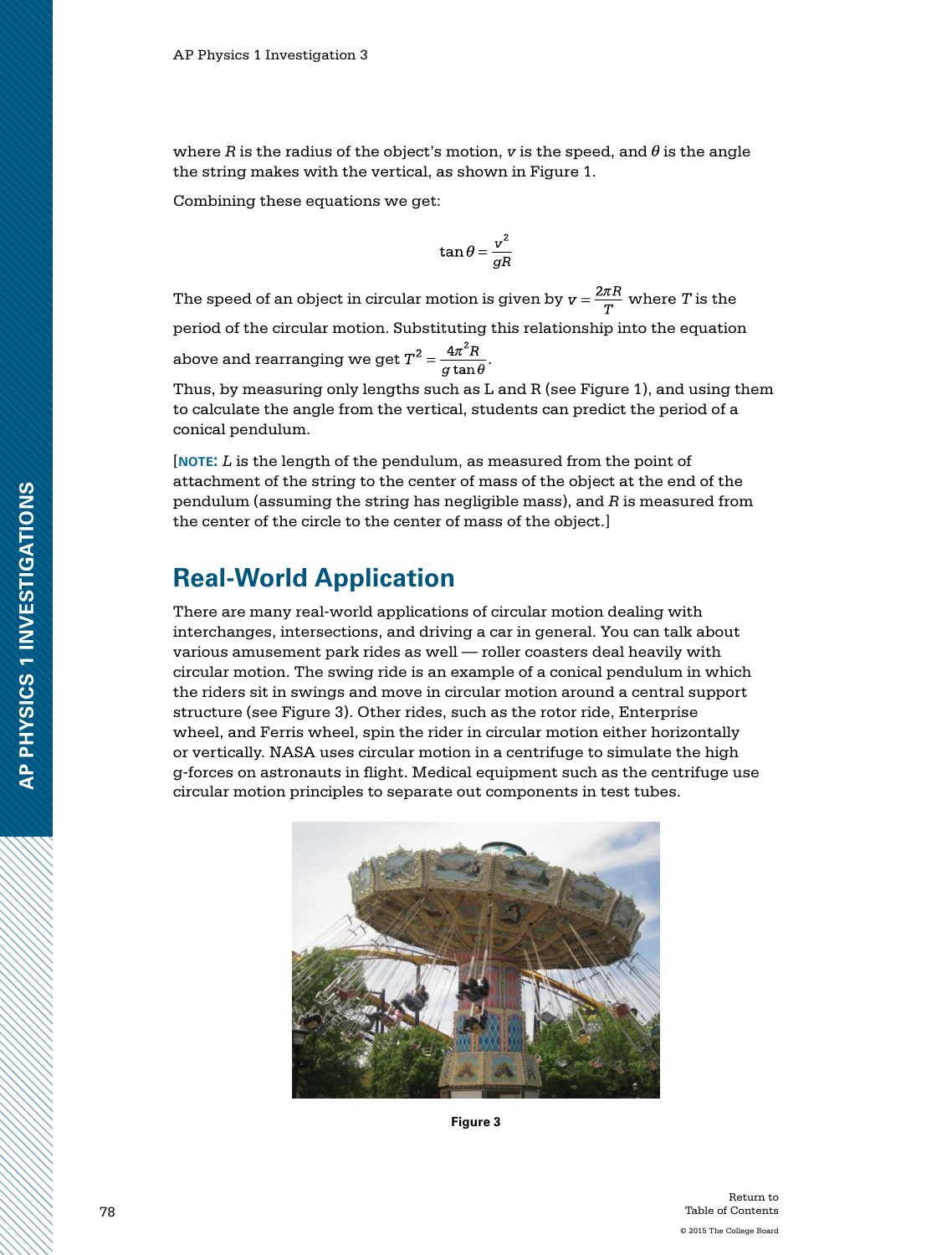where $R$ is the radius of the object's motion, $v$ is the speed, and $\theta$ is the angle the string makes with the vertical, as shown in Figure 1.

Combining these equations we get:

$$\tan\theta = \frac{v^2}{gR}$$

The speed of an object in circular motion is given by $v = \frac{2\pi R}{T}$ where $T$ is the period of the circular motion. Substituting this relationship into the equation above and rearranging we get $T^2 = \frac{4\pi^2 R}{g\tan\theta}$.

Thus, by measuring only lengths such as L and R (see Figure 1), and using them to calculate the angle from the vertical, students can predict the period of a conical pendulum.

[**NOTE:** $L$ is the length of the pendulum, as measured from the point of attachment of the string to the center of mass of the object at the end of the pendulum (assuming the string has negligible mass), and $R$ is measured from the center of the circle to the center of mass of the object.]

## Real-World Application

There are many real-world applications of circular motion dealing with interchanges, intersections, and driving a car in general. You can talk about various amusement park rides as well — roller coasters deal heavily with circular motion. The swing ride is an example of a conical pendulum in which the riders sit in swings and move in circular motion around a central support structure (see Figure 3). Other rides, such as the rotor ride, Enterprise wheel, and Ferris wheel, spin the rider in circular motion either horizontally or vertically. NASA uses circular motion in a centrifuge to simulate the high g-forces on astronauts in flight. Medical equipment such as the centrifuge use circular motion principles to separate out components in test tubes.

**Figure 3**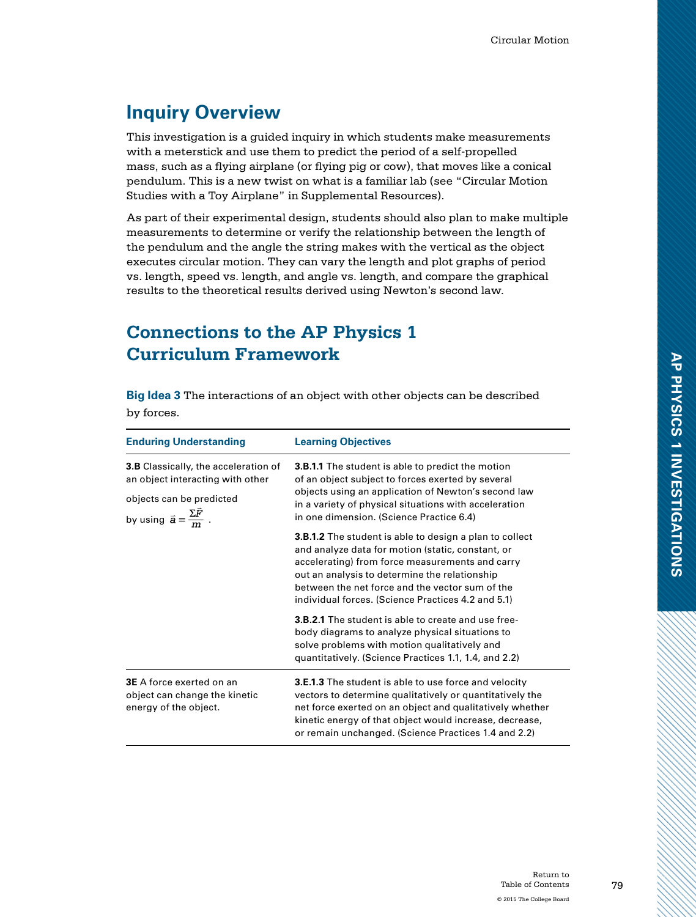## Inquiry Overview

This investigation is a guided inquiry in which students make measurements with a meterstick and use them to predict the period of a self-propelled mass, such as a flying airplane (or flying pig or cow), that moves like a conical pendulum. This is a new twist on what is a familiar lab (see "Circular Motion Studies with a Toy Airplane" in Supplemental Resources).

As part of their experimental design, students should also plan to make multiple measurements to determine or verify the relationship between the length of the pendulum and the angle the string makes with the vertical as the object executes circular motion. They can vary the length and plot graphs of period vs. length, speed vs. length, and angle vs. length, and compare the graphical results to the theoretical results derived using Newton's second law.

## Connections to the AP Physics 1 Curriculum Framework

**Big Idea 3** The interactions of an object with other objects can be described by forces.

| Enduring Understanding | Learning Objectives |
|---|---|
| **3.B** Classically, the acceleration of an object interacting with other objects can be predicted by using $\vec{a} = \frac{\Sigma \vec{F}}{m}$ . | **3.B.1.1** The student is able to predict the motion of an object subject to forces exerted by several objects using an application of Newton's second law in a variety of physical situations with acceleration in one dimension. (Science Practice 6.4) |
| | **3.B.1.2** The student is able to design a plan to collect and analyze data for motion (static, constant, or accelerating) from force measurements and carry out an analysis to determine the relationship between the net force and the vector sum of the individual forces. (Science Practices 4.2 and 5.1) |
| | **3.B.2.1** The student is able to create and use free-body diagrams to analyze physical situations to solve problems with motion qualitatively and quantitatively. (Science Practices 1.1, 1.4, and 2.2) |
| **3E** A force exerted on an object can change the kinetic energy of the object. | **3.E.1.3** The student is able to use force and velocity vectors to determine qualitatively or quantitatively the net force exerted on an object and qualitatively whether kinetic energy of that object would increase, decrease, or remain unchanged. (Science Practices 1.4 and 2.2) |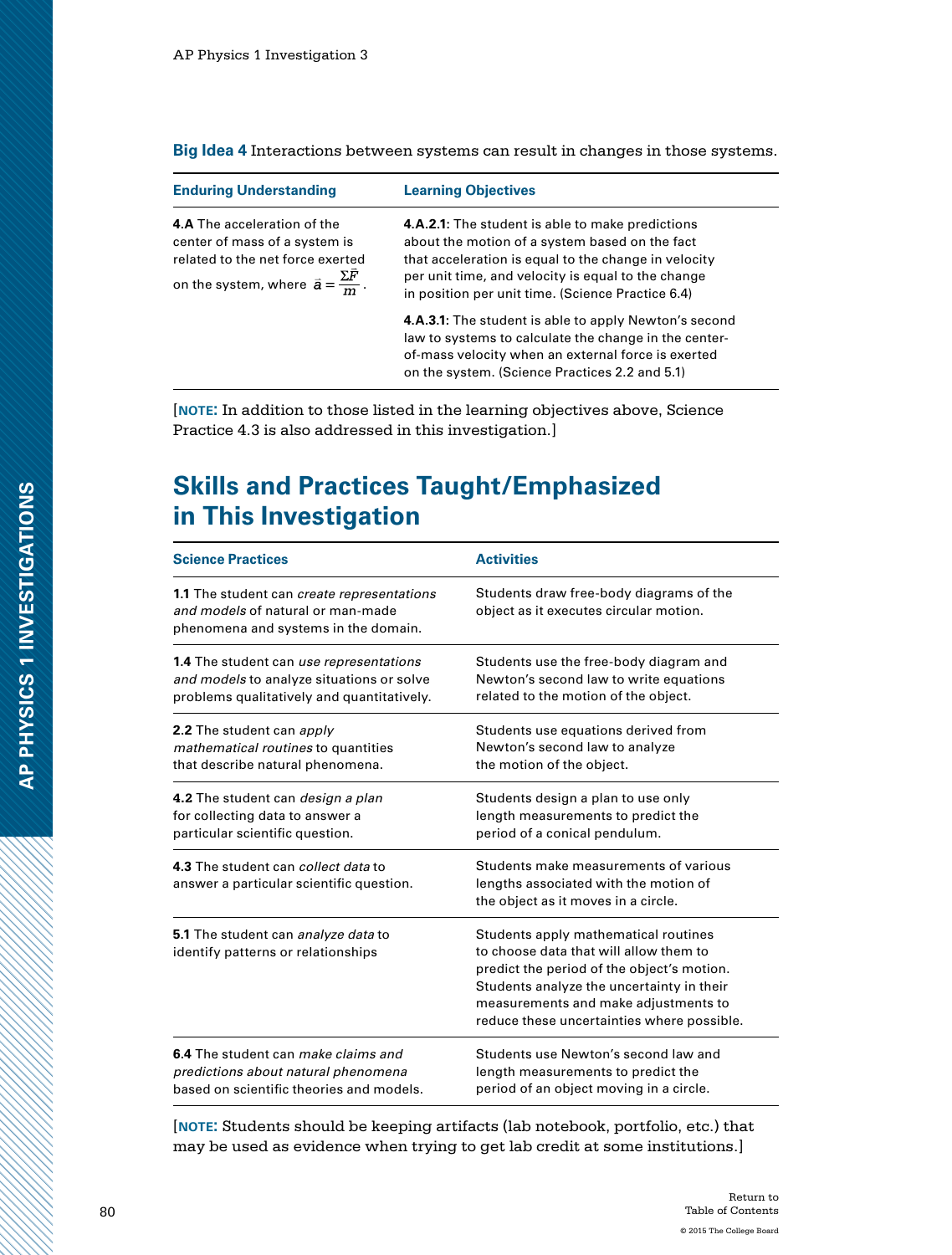**Big Idea 4** Interactions between systems can result in changes in those systems.

| Enduring Understanding | Learning Objectives |
|---|---|
| **4.A** The acceleration of the center of mass of a system is related to the net force exerted on the system, where $\vec{a} = \frac{\Sigma\vec{F}}{m}$. | **4.A.2.1:** The student is able to make predictions about the motion of a system based on the fact that acceleration is equal to the change in velocity per unit time, and velocity is equal to the change in position per unit time. (Science Practice 6.4) |
| | **4.A.3.1:** The student is able to apply Newton's second law to systems to calculate the change in the center-of-mass velocity when an external force is exerted on the system. (Science Practices 2.2 and 5.1) |

[**NOTE:** In addition to those listed in the learning objectives above, Science Practice 4.3 is also addressed in this investigation.]

## Skills and Practices Taught/Emphasized in This Investigation

| Science Practices | Activities |
|---|---|
| **1.1** The student can *create representations and models* of natural or man-made phenomena and systems in the domain. | Students draw free-body diagrams of the object as it executes circular motion. |
| **1.4** The student can *use representations and models* to analyze situations or solve problems qualitatively and quantitatively. | Students use the free-body diagram and Newton's second law to write equations related to the motion of the object. |
| **2.2** The student can *apply mathematical routines* to quantities that describe natural phenomena. | Students use equations derived from Newton's second law to analyze the motion of the object. |
| **4.2** The student can *design a plan* for collecting data to answer a particular scientific question. | Students design a plan to use only length measurements to predict the period of a conical pendulum. |
| **4.3** The student can *collect data* to answer a particular scientific question. | Students make measurements of various lengths associated with the motion of the object as it moves in a circle. |
| **5.1** The student can *analyze data* to identify patterns or relationships | Students apply mathematical routines to choose data that will allow them to predict the period of the object's motion. Students analyze the uncertainty in their measurements and make adjustments to reduce these uncertainties where possible. |
| **6.4** The student can *make claims and predictions about natural phenomena* based on scientific theories and models. | Students use Newton's second law and length measurements to predict the period of an object moving in a circle. |

[**NOTE:** Students should be keeping artifacts (lab notebook, portfolio, etc.) that may be used as evidence when trying to get lab credit at some institutions.]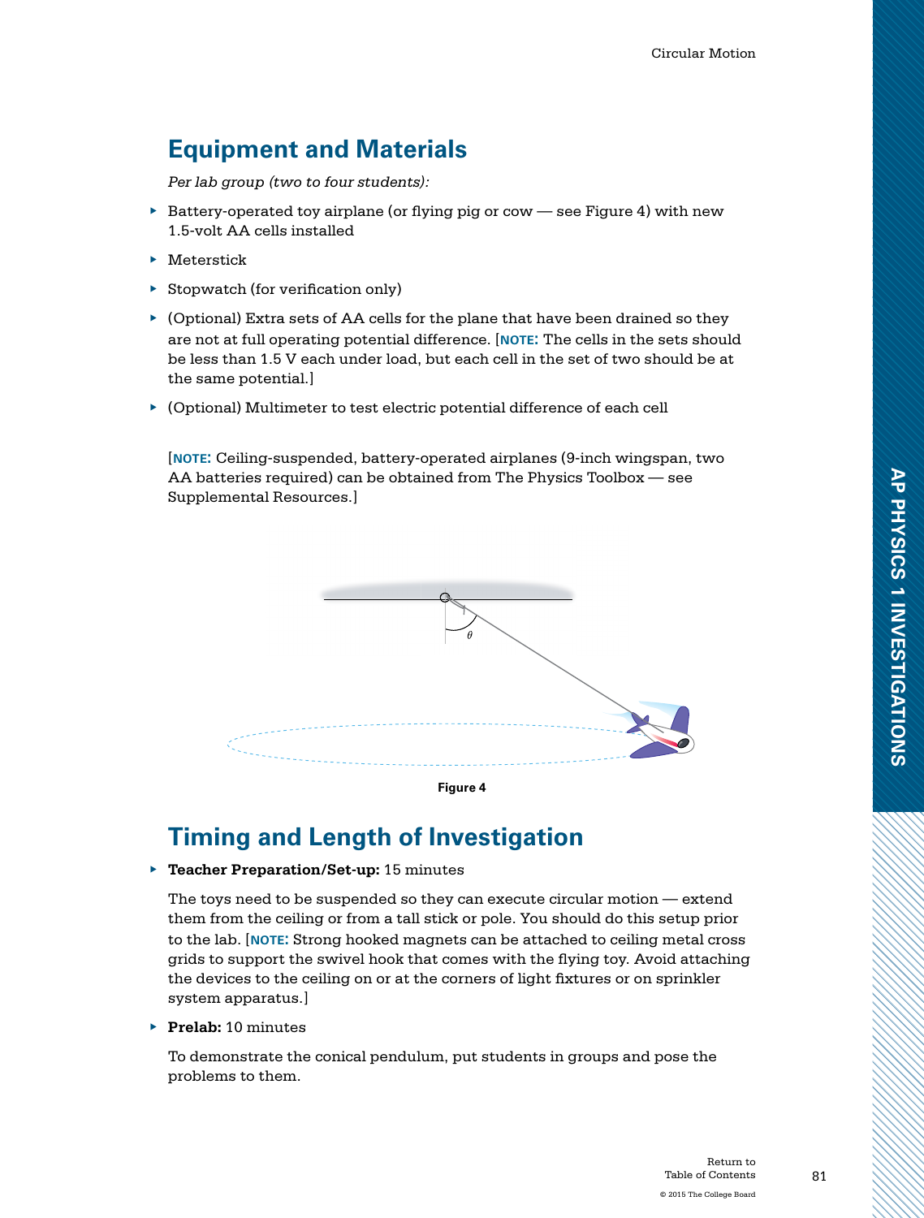## Equipment and Materials

*Per lab group (two to four students):*

- Battery-operated toy airplane (or flying pig or cow — see Figure 4) with new 1.5-volt AA cells installed
- Meterstick
- Stopwatch (for verification only)
- (Optional) Extra sets of AA cells for the plane that have been drained so they are not at full operating potential difference. [**NOTE:** The cells in the sets should be less than 1.5 V each under load, but each cell in the set of two should be at the same potential.]
- (Optional) Multimeter to test electric potential difference of each cell

[**NOTE:** Ceiling-suspended, battery-operated airplanes (9-inch wingspan, two AA batteries required) can be obtained from The Physics Toolbox — see Supplemental Resources.]

**Figure 4**

## Timing and Length of Investigation

- **Teacher Preparation/Set-up:** 15 minutes

  The toys need to be suspended so they can execute circular motion — extend them from the ceiling or from a tall stick or pole. You should do this setup prior to the lab. [**NOTE:** Strong hooked magnets can be attached to ceiling metal cross grids to support the swivel hook that comes with the flying toy. Avoid attaching the devices to the ceiling on or at the corners of light fixtures or on sprinkler system apparatus.]

- **Prelab:** 10 minutes

  To demonstrate the conical pendulum, put students in groups and pose the problems to them.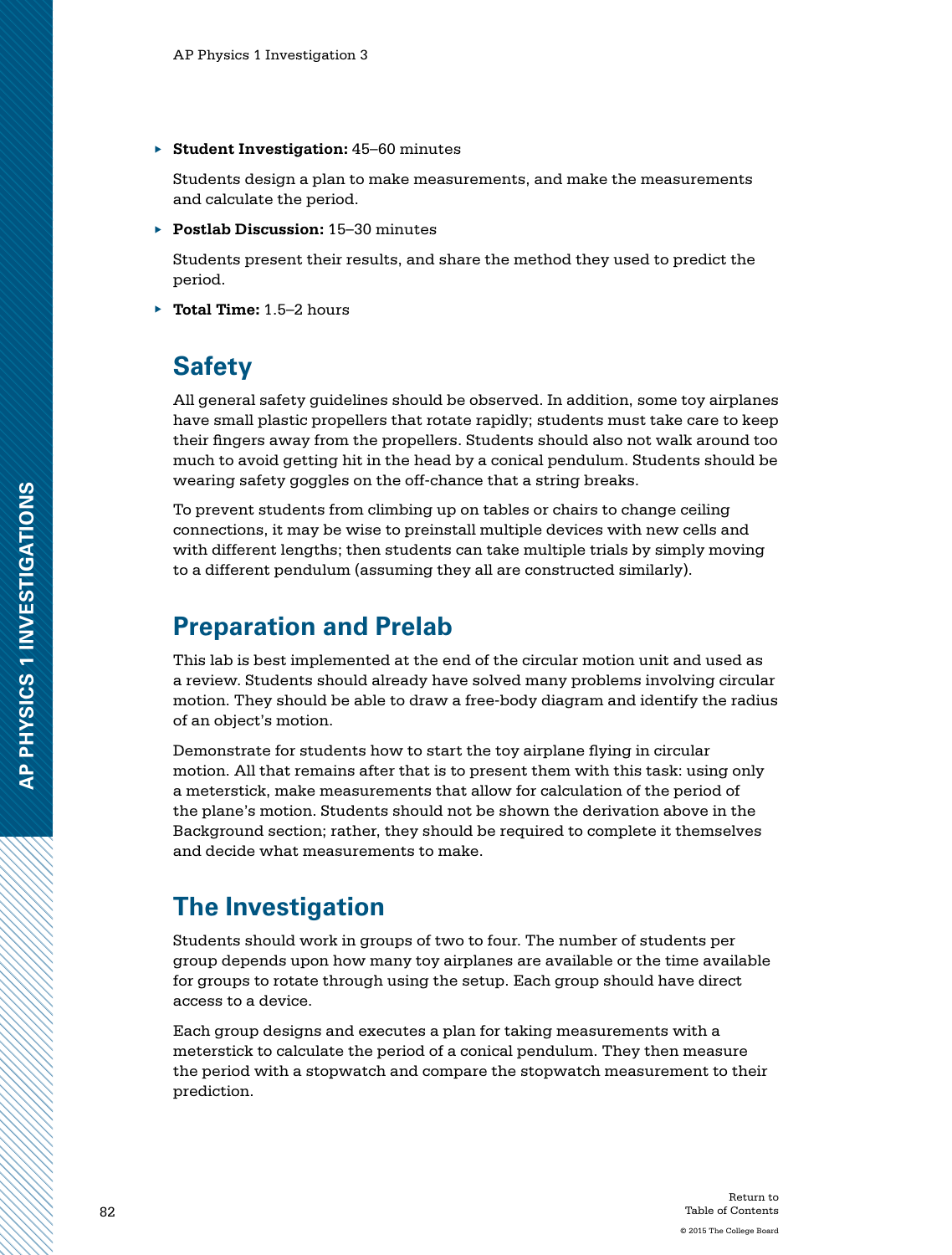- **Student Investigation:** 45–60 minutes

  Students design a plan to make measurements, and make the measurements and calculate the period.

- **Postlab Discussion:** 15–30 minutes

  Students present their results, and share the method they used to predict the period.

- **Total Time:** 1.5–2 hours

## Safety

All general safety guidelines should be observed. In addition, some toy airplanes have small plastic propellers that rotate rapidly; students must take care to keep their fingers away from the propellers. Students should also not walk around too much to avoid getting hit in the head by a conical pendulum. Students should be wearing safety goggles on the off-chance that a string breaks.

To prevent students from climbing up on tables or chairs to change ceiling connections, it may be wise to preinstall multiple devices with new cells and with different lengths; then students can take multiple trials by simply moving to a different pendulum (assuming they all are constructed similarly).

## Preparation and Prelab

This lab is best implemented at the end of the circular motion unit and used as a review. Students should already have solved many problems involving circular motion. They should be able to draw a free-body diagram and identify the radius of an object's motion.

Demonstrate for students how to start the toy airplane flying in circular motion. All that remains after that is to present them with this task: using only a meterstick, make measurements that allow for calculation of the period of the plane's motion. Students should not be shown the derivation above in the Background section; rather, they should be required to complete it themselves and decide what measurements to make.

## The Investigation

Students should work in groups of two to four. The number of students per group depends upon how many toy airplanes are available or the time available for groups to rotate through using the setup. Each group should have direct access to a device.

Each group designs and executes a plan for taking measurements with a meterstick to calculate the period of a conical pendulum. They then measure the period with a stopwatch and compare the stopwatch measurement to their prediction.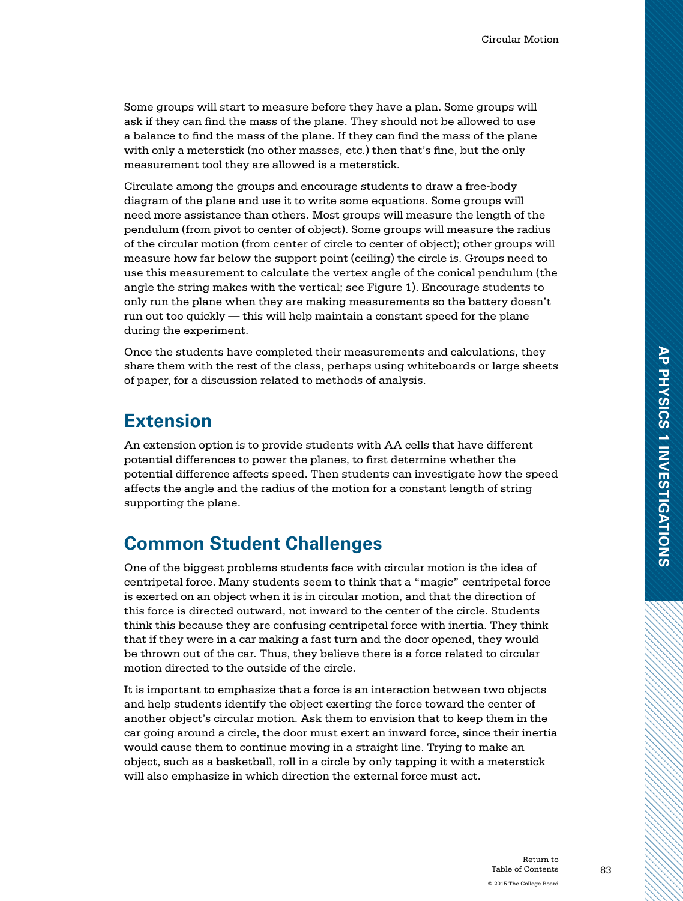Some groups will start to measure before they have a plan. Some groups will ask if they can find the mass of the plane. They should not be allowed to use a balance to find the mass of the plane. If they can find the mass of the plane with only a meterstick (no other masses, etc.) then that's fine, but the only measurement tool they are allowed is a meterstick.

Circulate among the groups and encourage students to draw a free-body diagram of the plane and use it to write some equations. Some groups will need more assistance than others. Most groups will measure the length of the pendulum (from pivot to center of object). Some groups will measure the radius of the circular motion (from center of circle to center of object); other groups will measure how far below the support point (ceiling) the circle is. Groups need to use this measurement to calculate the vertex angle of the conical pendulum (the angle the string makes with the vertical; see Figure 1). Encourage students to only run the plane when they are making measurements so the battery doesn't run out too quickly — this will help maintain a constant speed for the plane during the experiment.

Once the students have completed their measurements and calculations, they share them with the rest of the class, perhaps using whiteboards or large sheets of paper, for a discussion related to methods of analysis.

## Extension

An extension option is to provide students with AA cells that have different potential differences to power the planes, to first determine whether the potential difference affects speed. Then students can investigate how the speed affects the angle and the radius of the motion for a constant length of string supporting the plane.

## Common Student Challenges

One of the biggest problems students face with circular motion is the idea of centripetal force. Many students seem to think that a "magic" centripetal force is exerted on an object when it is in circular motion, and that the direction of this force is directed outward, not inward to the center of the circle. Students think this because they are confusing centripetal force with inertia. They think that if they were in a car making a fast turn and the door opened, they would be thrown out of the car. Thus, they believe there is a force related to circular motion directed to the outside of the circle.

It is important to emphasize that a force is an interaction between two objects and help students identify the object exerting the force toward the center of another object's circular motion. Ask them to envision that to keep them in the car going around a circle, the door must exert an inward force, since their inertia would cause them to continue moving in a straight line. Trying to make an object, such as a basketball, roll in a circle by only tapping it with a meterstick will also emphasize in which direction the external force must act.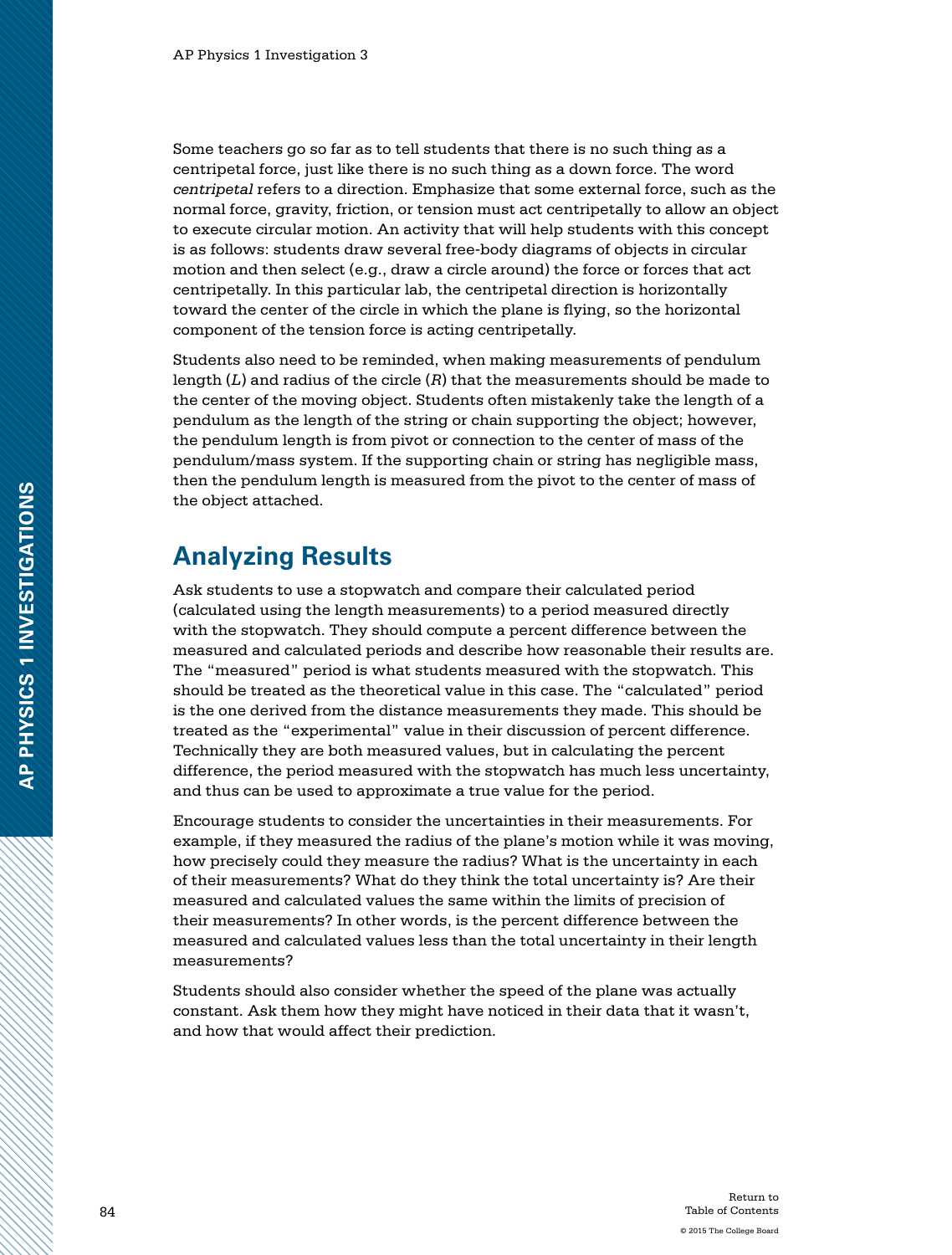Some teachers go so far as to tell students that there is no such thing as a centripetal force, just like there is no such thing as a down force. The word *centripetal* refers to a direction. Emphasize that some external force, such as the normal force, gravity, friction, or tension must act centripetally to allow an object to execute circular motion. An activity that will help students with this concept is as follows: students draw several free-body diagrams of objects in circular motion and then select (e.g., draw a circle around) the force or forces that act centripetally. In this particular lab, the centripetal direction is horizontally toward the center of the circle in which the plane is flying, so the horizontal component of the tension force is acting centripetally.

Students also need to be reminded, when making measurements of pendulum length ($L$) and radius of the circle ($R$) that the measurements should be made to the center of the moving object. Students often mistakenly take the length of a pendulum as the length of the string or chain supporting the object; however, the pendulum length is from pivot or connection to the center of mass of the pendulum/mass system. If the supporting chain or string has negligible mass, then the pendulum length is measured from the pivot to the center of mass of the object attached.

## Analyzing Results

Ask students to use a stopwatch and compare their calculated period (calculated using the length measurements) to a period measured directly with the stopwatch. They should compute a percent difference between the measured and calculated periods and describe how reasonable their results are. The "measured" period is what students measured with the stopwatch. This should be treated as the theoretical value in this case. The "calculated" period is the one derived from the distance measurements they made. This should be treated as the "experimental" value in their discussion of percent difference. Technically they are both measured values, but in calculating the percent difference, the period measured with the stopwatch has much less uncertainty, and thus can be used to approximate a true value for the period.

Encourage students to consider the uncertainties in their measurements. For example, if they measured the radius of the plane's motion while it was moving, how precisely could they measure the radius? What is the uncertainty in each of their measurements? What do they think the total uncertainty is? Are their measured and calculated values the same within the limits of precision of their measurements? In other words, is the percent difference between the measured and calculated values less than the total uncertainty in their length measurements?

Students should also consider whether the speed of the plane was actually constant. Ask them how they might have noticed in their data that it wasn't, and how that would affect their prediction.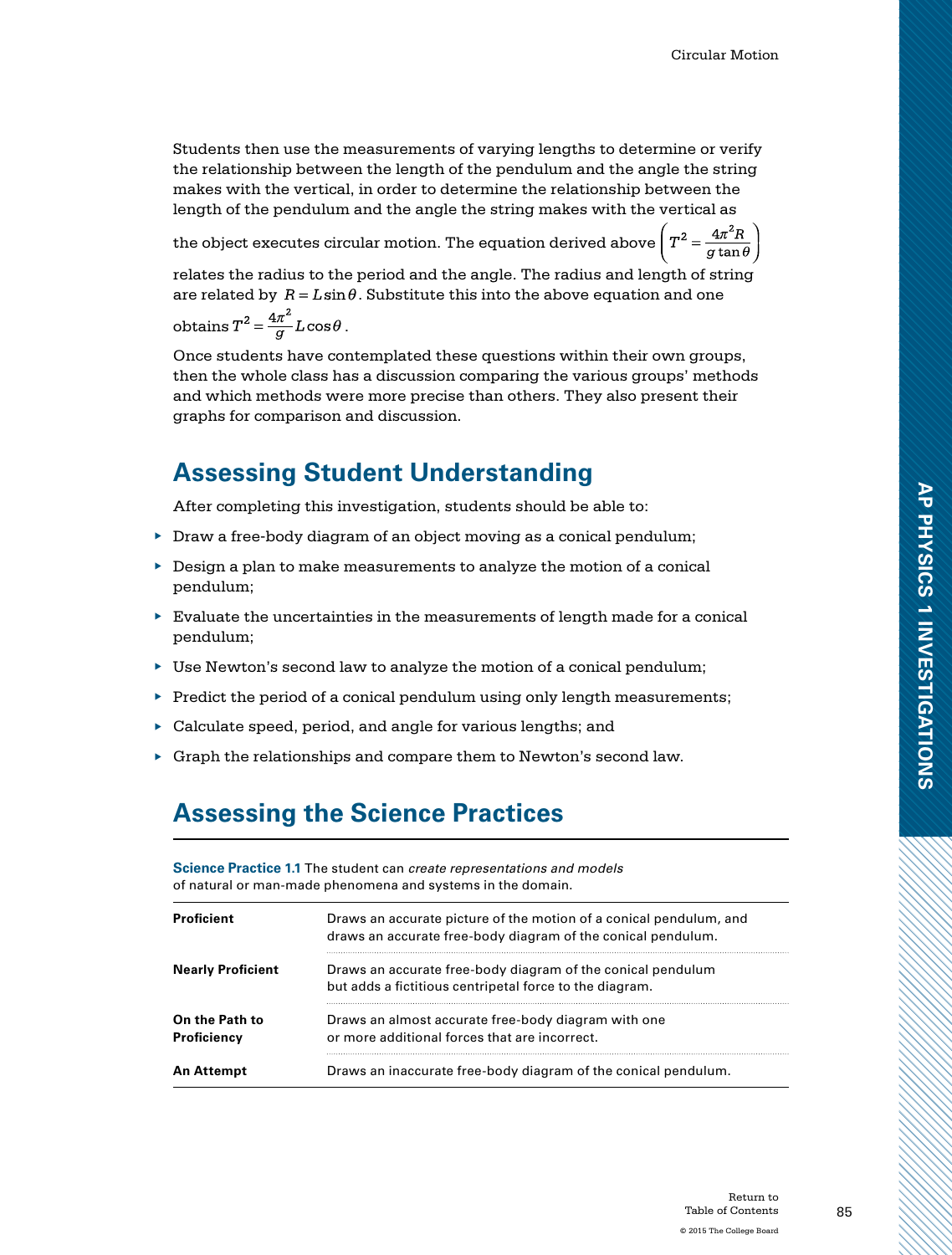Students then use the measurements of varying lengths to determine or verify the relationship between the length of the pendulum and the angle the string makes with the vertical, in order to determine the relationship between the length of the pendulum and the angle the string makes with the vertical as the object executes circular motion. The equation derived above $\left(T^2 = \frac{4\pi^2 R}{g \tan\theta}\right)$ relates the radius to the period and the angle. The radius and length of string are related by $R = L\sin\theta$. Substitute this into the above equation and one obtains $T^2 = \frac{4\pi^2}{g} L\cos\theta$.

Once students have contemplated these questions within their own groups, then the whole class has a discussion comparing the various groups' methods and which methods were more precise than others. They also present their graphs for comparison and discussion.

## Assessing Student Understanding

After completing this investigation, students should be able to:

- Draw a free-body diagram of an object moving as a conical pendulum;
- Design a plan to make measurements to analyze the motion of a conical pendulum;
- Evaluate the uncertainties in the measurements of length made for a conical pendulum;
- Use Newton's second law to analyze the motion of a conical pendulum;
- Predict the period of a conical pendulum using only length measurements;
- Calculate speed, period, and angle for various lengths; and
- Graph the relationships and compare them to Newton's second law.

## Assessing the Science Practices

**Science Practice 1.1** The student can *create representations and models* of natural or man-made phenomena and systems in the domain.

| | |
|---|---|
| **Proficient** | Draws an accurate picture of the motion of a conical pendulum, and draws an accurate free-body diagram of the conical pendulum. |
| **Nearly Proficient** | Draws an accurate free-body diagram of the conical pendulum but adds a fictitious centripetal force to the diagram. |
| **On the Path to Proficiency** | Draws an almost accurate free-body diagram with one or more additional forces that are incorrect. |
| **An Attempt** | Draws an inaccurate free-body diagram of the conical pendulum. |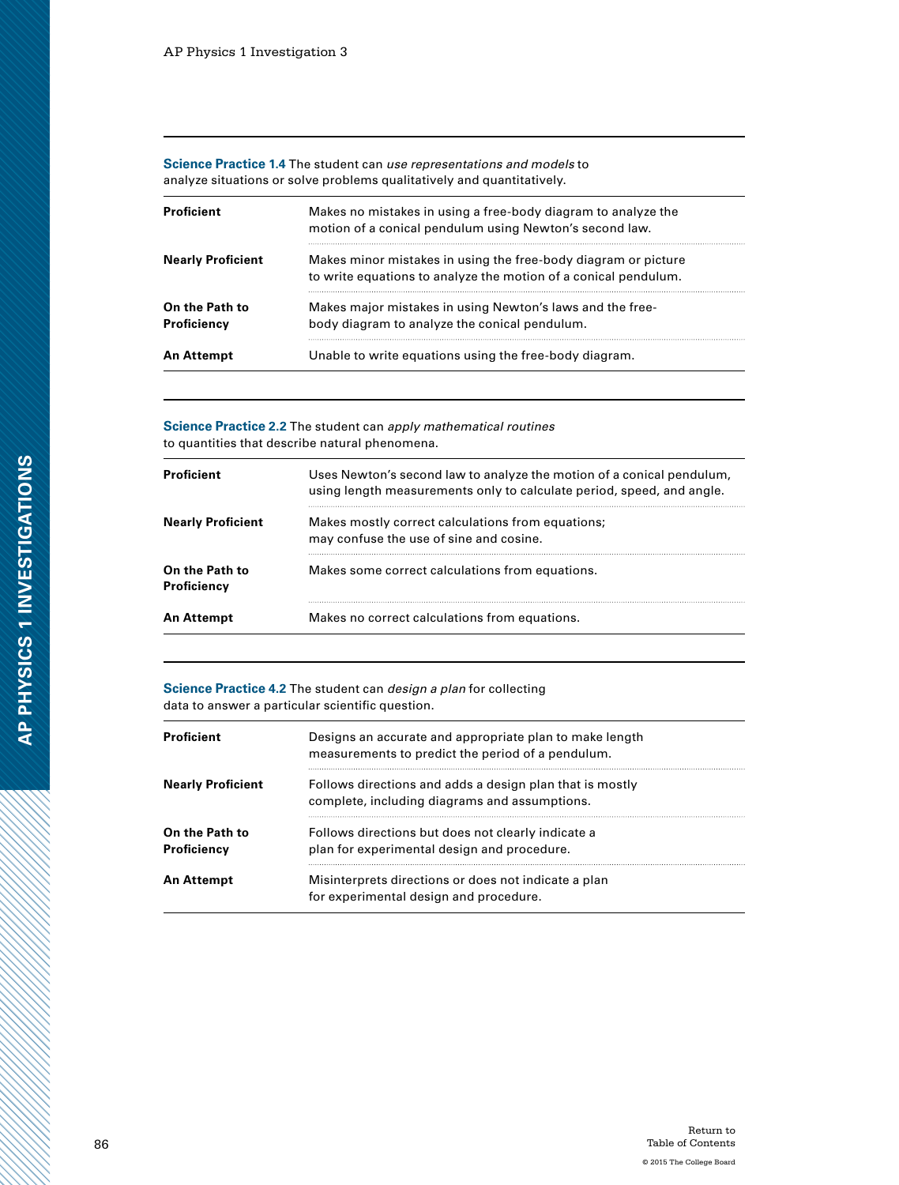**Science Practice 1.4** The student can *use representations and models* to analyze situations or solve problems qualitatively and quantitatively.

| | |
|---|---|
| **Proficient** | Makes no mistakes in using a free-body diagram to analyze the motion of a conical pendulum using Newton's second law. |
| **Nearly Proficient** | Makes minor mistakes in using the free-body diagram or picture to write equations to analyze the motion of a conical pendulum. |
| **On the Path to Proficiency** | Makes major mistakes in using Newton's laws and the free-body diagram to analyze the conical pendulum. |
| **An Attempt** | Unable to write equations using the free-body diagram. |

**Science Practice 2.2** The student can *apply mathematical routines* to quantities that describe natural phenomena.

| | |
|---|---|
| **Proficient** | Uses Newton's second law to analyze the motion of a conical pendulum, using length measurements only to calculate period, speed, and angle. |
| **Nearly Proficient** | Makes mostly correct calculations from equations; may confuse the use of sine and cosine. |
| **On the Path to Proficiency** | Makes some correct calculations from equations. |
| **An Attempt** | Makes no correct calculations from equations. |

**Science Practice 4.2** The student can *design a plan* for collecting data to answer a particular scientific question.

| | |
|---|---|
| **Proficient** | Designs an accurate and appropriate plan to make length measurements to predict the period of a pendulum. |
| **Nearly Proficient** | Follows directions and adds a design plan that is mostly complete, including diagrams and assumptions. |
| **On the Path to Proficiency** | Follows directions but does not clearly indicate a plan for experimental design and procedure. |
| **An Attempt** | Misinterprets directions or does not indicate a plan for experimental design and procedure. |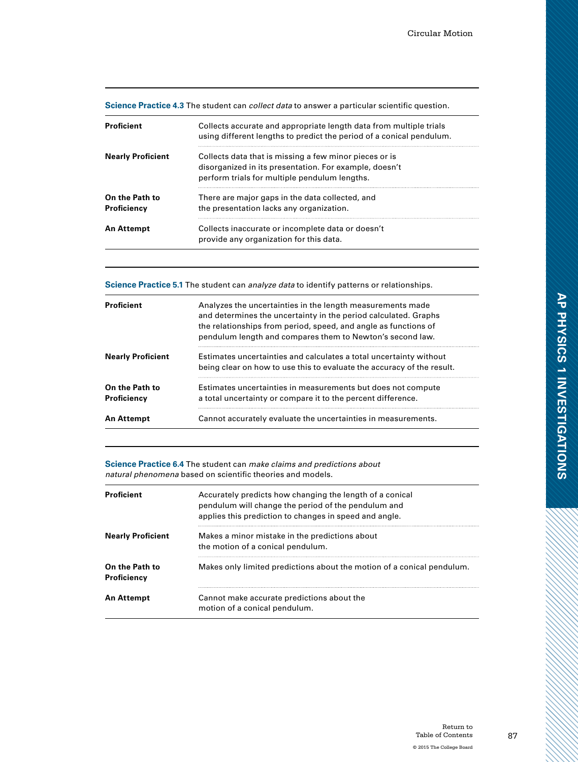**Science Practice 4.3** The student can *collect data* to answer a particular scientific question.

| | |
|---|---|
| **Proficient** | Collects accurate and appropriate length data from multiple trials using different lengths to predict the period of a conical pendulum. |
| **Nearly Proficient** | Collects data that is missing a few minor pieces or is disorganized in its presentation. For example, doesn't perform trials for multiple pendulum lengths. |
| **On the Path to Proficiency** | There are major gaps in the data collected, and the presentation lacks any organization. |
| **An Attempt** | Collects inaccurate or incomplete data or doesn't provide any organization for this data. |

**Science Practice 5.1** The student can *analyze data* to identify patterns or relationships.

| | |
|---|---|
| **Proficient** | Analyzes the uncertainties in the length measurements made and determines the uncertainty in the period calculated. Graphs the relationships from period, speed, and angle as functions of pendulum length and compares them to Newton's second law. |
| **Nearly Proficient** | Estimates uncertainties and calculates a total uncertainty without being clear on how to use this to evaluate the accuracy of the result. |
| **On the Path to Proficiency** | Estimates uncertainties in measurements but does not compute a total uncertainty or compare it to the percent difference. |
| **An Attempt** | Cannot accurately evaluate the uncertainties in measurements. |

**Science Practice 6.4** The student can *make claims and predictions about natural phenomena* based on scientific theories and models.

| | |
|---|---|
| **Proficient** | Accurately predicts how changing the length of a conical pendulum will change the period of the pendulum and applies this prediction to changes in speed and angle. |
| **Nearly Proficient** | Makes a minor mistake in the predictions about the motion of a conical pendulum. |
| **On the Path to Proficiency** | Makes only limited predictions about the motion of a conical pendulum. |
| **An Attempt** | Cannot make accurate predictions about the motion of a conical pendulum. |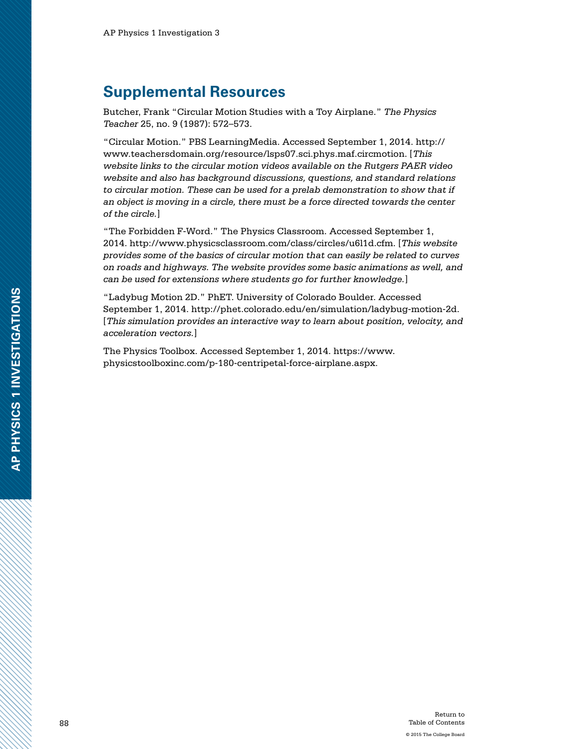## Supplemental Resources

Butcher, Frank "Circular Motion Studies with a Toy Airplane." *The Physics Teacher* 25, no. 9 (1987): 572–573.

"Circular Motion." PBS LearningMedia. Accessed September 1, 2014. http://www.teachersdomain.org/resource/lsps07.sci.phys.maf.circmotion. [*This website links to the circular motion videos available on the Rutgers PAER video website and also has background discussions, questions, and standard relations to circular motion. These can be used for a prelab demonstration to show that if an object is moving in a circle, there must be a force directed towards the center of the circle.*]

"The Forbidden F-Word." The Physics Classroom. Accessed September 1, 2014. http://www.physicsclassroom.com/class/circles/u6l1d.cfm. [*This website provides some of the basics of circular motion that can easily be related to curves on roads and highways. The website provides some basic animations as well, and can be used for extensions where students go for further knowledge.*]

"Ladybug Motion 2D." PhET. University of Colorado Boulder. Accessed September 1, 2014. http://phet.colorado.edu/en/simulation/ladybug-motion-2d. [*This simulation provides an interactive way to learn about position, velocity, and acceleration vectors.*]

The Physics Toolbox. Accessed September 1, 2014. https://www.physicstoolboxinc.com/p-180-centripetal-force-airplane.aspx.